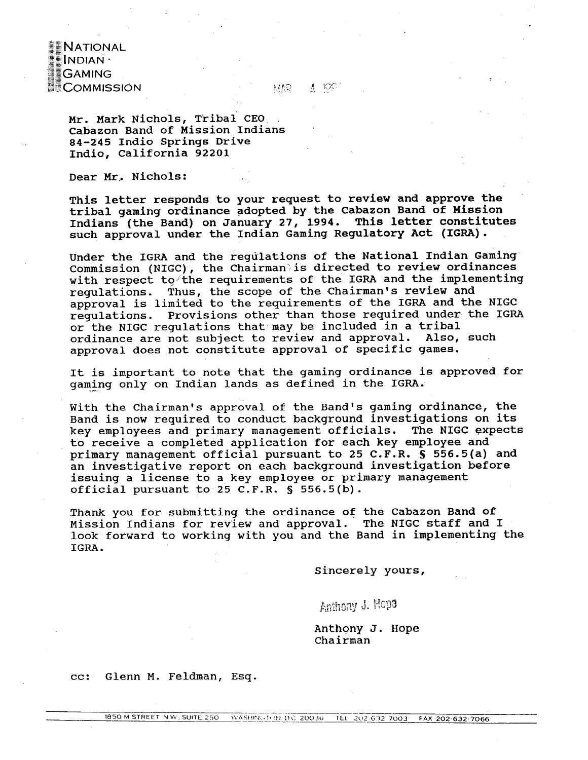NATIONAL
INDIAN
GAMING
COMMISSION

MAR 4 199

Mr. Mark Nichols, Tribal CEO
Cabazon Band of Mission Indians
84-245 Indio Springs Drive
Indio, California 92201

Dear Mr. Nichols:

This letter responds to your request to review and approve the tribal gaming ordinance adopted by the Cabazon Band of Mission Indians (the Band) on January 27, 1994. This letter constitutes such approval under the Indian Gaming Regulatory Act (IGRA).

Under the IGRA and the regulations of the National Indian Gaming Commission (NIGC), the Chairman is directed to review ordinances with respect to the requirements of the IGRA and the implementing regulations. Thus, the scope of the Chairman's review and approval is limited to the requirements of the IGRA and the NIGC regulations. Provisions other than those required under the IGRA or the NIGC regulations that may be included in a tribal ordinance are not subject to review and approval. Also, such approval does not constitute approval of specific games.

It is important to note that the gaming ordinance is approved for gaming only on Indian lands as defined in the IGRA.

With the Chairman's approval of the Band's gaming ordinance, the Band is now required to conduct background investigations on its key employees and primary management officials. The NIGC expects to receive a completed application for each key employee and primary management official pursuant to 25 C.F.R. § 556.5(a) and an investigative report on each background investigation before issuing a license to a key employee or primary management official pursuant to 25 C.F.R. § 556.5(b).

Thank you for submitting the ordinance of the Cabazon Band of Mission Indians for review and approval. The NIGC staff and I look forward to working with you and the Band in implementing the IGRA.

Sincerely yours,

Anthony J. Hope

Anthony J. Hope
Chairman

cc: Glenn M. Feldman, Esq.

1850 M STREET N.W. SUITE 250 WASHINGTON DC 20036 TEL 202-632-7003 FAX 202-632-7066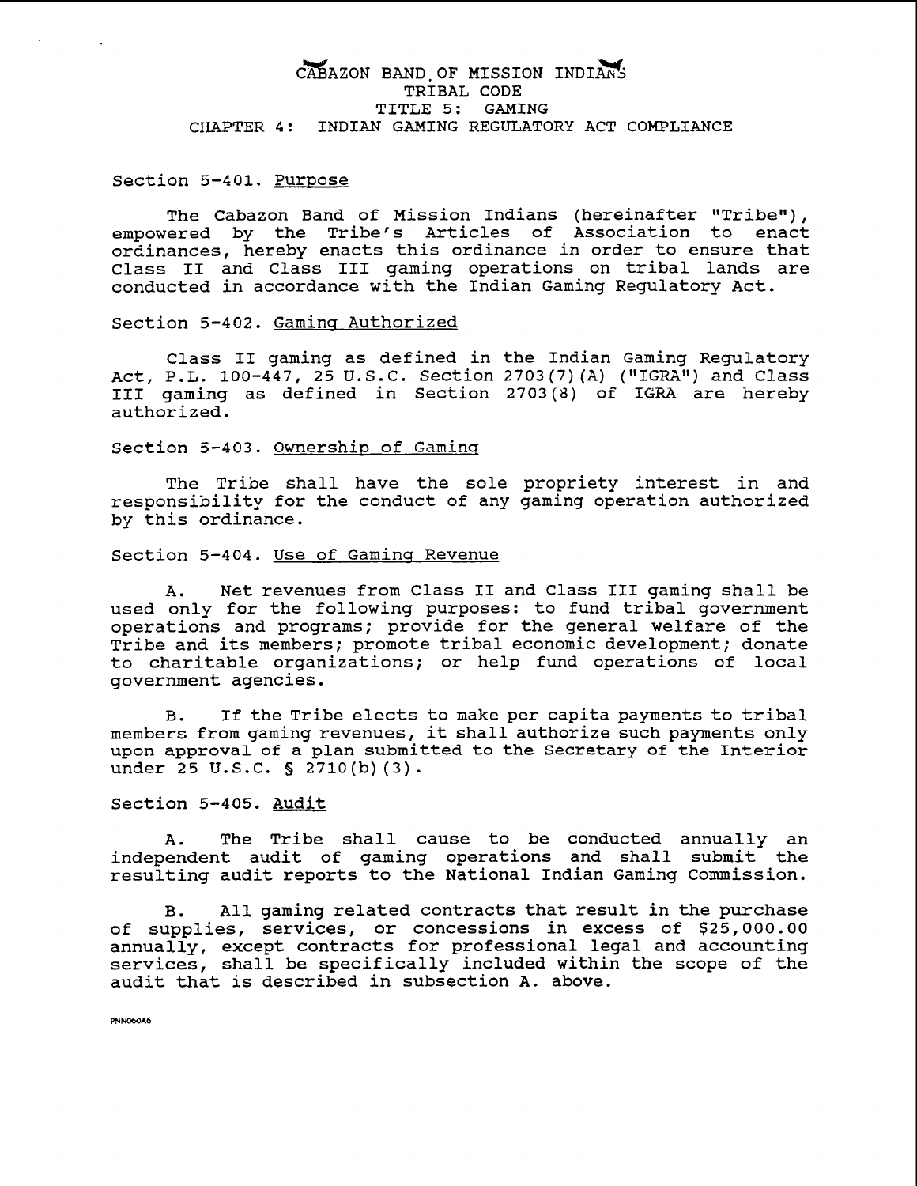# CABAZON BAND OF MISSION INDIANS
## TRIBAL CODE
## TITLE 5: GAMING
## CHAPTER 4: INDIAN GAMING REGULATORY ACT COMPLIANCE

### Section 5-401. Purpose

The Cabazon Band of Mission Indians (hereinafter "Tribe"), empowered by the Tribe's Articles of Association to enact ordinances, hereby enacts this ordinance in order to ensure that Class II and Class III gaming operations on tribal lands are conducted in accordance with the Indian Gaming Regulatory Act.

### Section 5-402. Gaming Authorized

Class II gaming as defined in the Indian Gaming Regulatory Act, P.L. 100-447, 25 U.S.C. Section 2703(7)(A) ("IGRA") and Class III gaming as defined in Section 2703(8) of IGRA are hereby authorized.

### Section 5-403. Ownership of Gaming

The Tribe shall have the sole propriety interest in and responsibility for the conduct of any gaming operation authorized by this ordinance.

### Section 5-404. Use of Gaming Revenue

A. Net revenues from Class II and Class III gaming shall be used only for the following purposes: to fund tribal government operations and programs; provide for the general welfare of the Tribe and its members; promote tribal economic development; donate to charitable organizations; or help fund operations of local government agencies.

B. If the Tribe elects to make per capita payments to tribal members from gaming revenues, it shall authorize such payments only upon approval of a plan submitted to the Secretary of the Interior under 25 U.S.C. § 2710(b)(3).

### Section 5-405. Audit

A. The Tribe shall cause to be conducted annually an independent audit of gaming operations and shall submit the resulting audit reports to the National Indian Gaming Commission.

B. All gaming related contracts that result in the purchase of supplies, services, or concessions in excess of $25,000.00 annually, except contracts for professional legal and accounting services, shall be specifically included within the scope of the audit that is described in subsection A. above.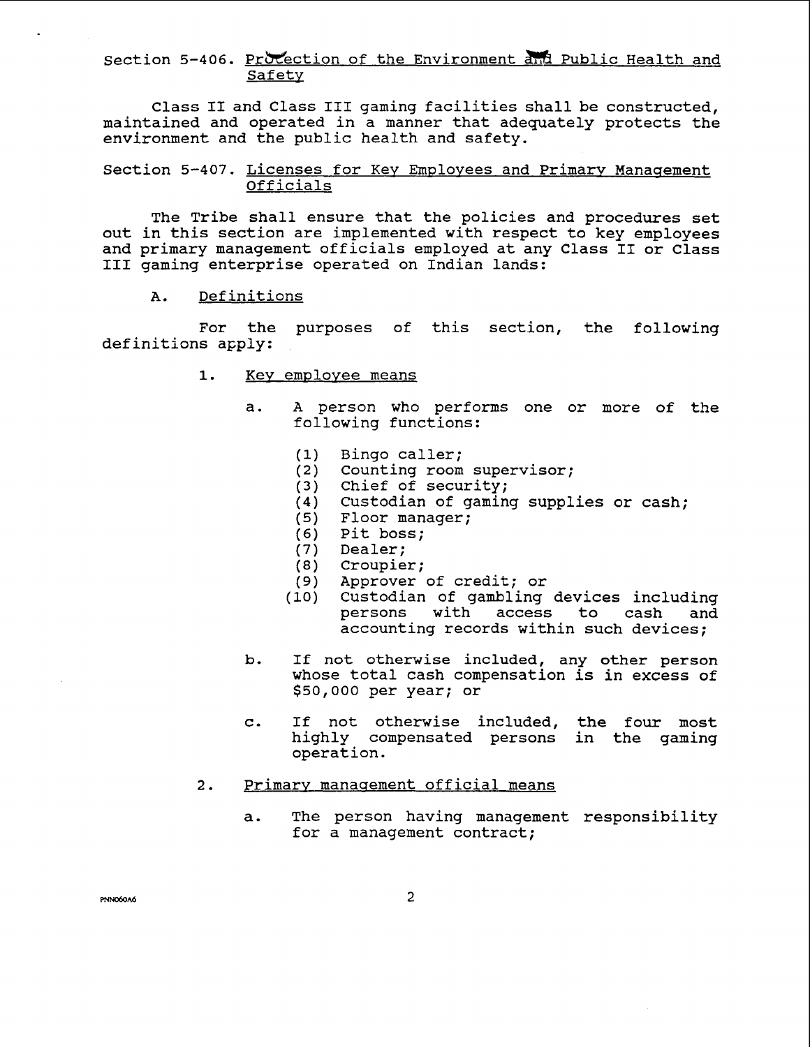Section 5-406. Protection of the Environment and Public Health and Safety

Class II and Class III gaming facilities shall be constructed, maintained and operated in a manner that adequately protects the environment and the public health and safety.

Section 5-407. Licenses for Key Employees and Primary Management Officials

The Tribe shall ensure that the policies and procedures set out in this section are implemented with respect to key employees and primary management officials employed at any Class II or Class III gaming enterprise operated on Indian lands:

A. Definitions

For the purposes of this section, the following definitions apply:

1. Key employee means

   a. A person who performs one or more of the following functions:

      (1) Bingo caller;
      (2) Counting room supervisor;
      (3) Chief of security;
      (4) Custodian of gaming supplies or cash;
      (5) Floor manager;
      (6) Pit boss;
      (7) Dealer;
      (8) Croupier;
      (9) Approver of credit; or
      (10) Custodian of gambling devices including persons with access to cash and accounting records within such devices;

   b. If not otherwise included, any other person whose total cash compensation is in excess of $50,000 per year; or

   c. If not otherwise included, the four most highly compensated persons in the gaming operation.

2. Primary management official means

   a. The person having management responsibility for a management contract;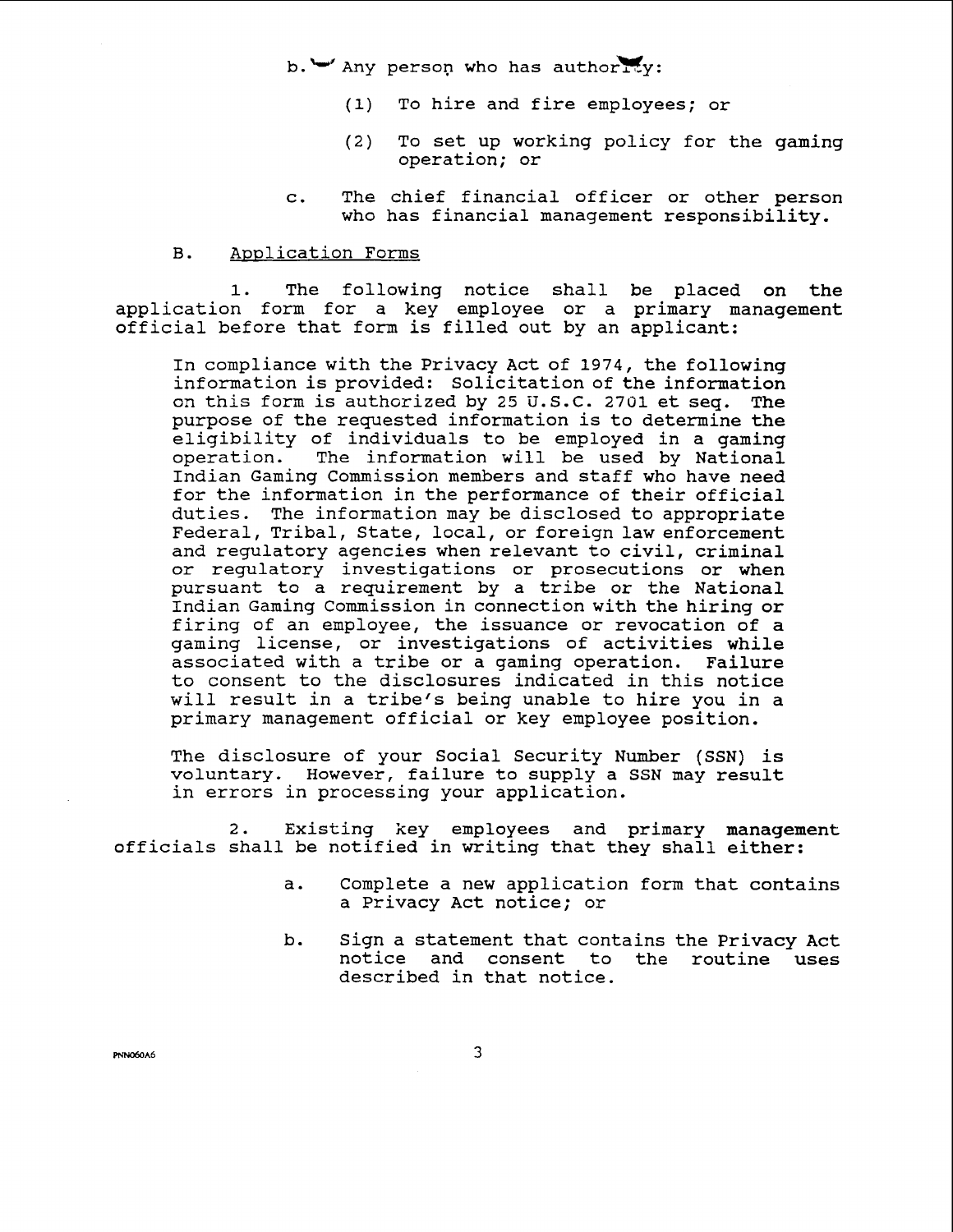b. Any person who has authority:

(1) To hire and fire employees; or

(2) To set up working policy for the gaming operation; or

c. The chief financial officer or other person who has financial management responsibility.

B. Application Forms

1. The following notice shall be placed on the application form for a key employee or a primary management official before that form is filled out by an applicant:

> In compliance with the Privacy Act of 1974, the following information is provided: Solicitation of the information on this form is authorized by 25 U.S.C. 2701 et seq. The purpose of the requested information is to determine the eligibility of individuals to be employed in a gaming operation. The information will be used by National Indian Gaming Commission members and staff who have need for the information in the performance of their official duties. The information may be disclosed to appropriate Federal, Tribal, State, local, or foreign law enforcement and regulatory agencies when relevant to civil, criminal or regulatory investigations or prosecutions or when pursuant to a requirement by a tribe or the National Indian Gaming Commission in connection with the hiring or firing of an employee, the issuance or revocation of a gaming license, or investigations of activities while associated with a tribe or a gaming operation. Failure to consent to the disclosures indicated in this notice will result in a tribe's being unable to hire you in a primary management official or key employee position.
>
> The disclosure of your Social Security Number (SSN) is voluntary. However, failure to supply a SSN may result in errors in processing your application.

2. Existing key employees and primary management officials shall be notified in writing that they shall either:

a. Complete a new application form that contains a Privacy Act notice; or

b. Sign a statement that contains the Privacy Act notice and consent to the routine uses described in that notice.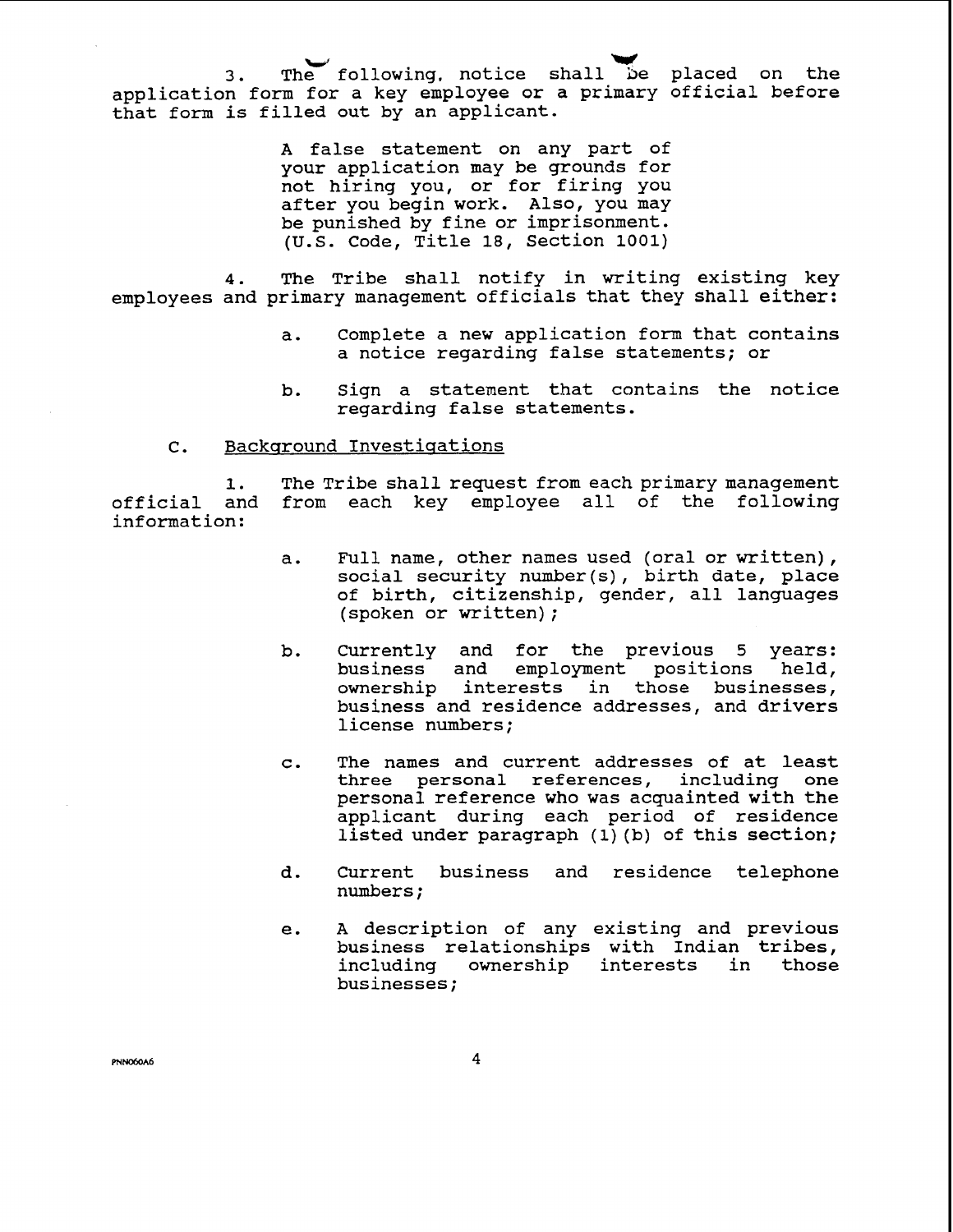3. The following notice shall be placed on the application form for a key employee or a primary official before that form is filled out by an applicant.

> A false statement on any part of your application may be grounds for not hiring you, or for firing you after you begin work. Also, you may be punished by fine or imprisonment. (U.S. Code, Title 18, Section 1001)

4. The Tribe shall notify in writing existing key employees and primary management officials that they shall either:

   a. Complete a new application form that contains a notice regarding false statements; or

   b. Sign a statement that contains the notice regarding false statements.

C. Background Investigations

1. The Tribe shall request from each primary management official and from each key employee all of the following information:

   a. Full name, other names used (oral or written), social security number(s), birth date, place of birth, citizenship, gender, all languages (spoken or written);

   b. Currently and for the previous 5 years: business and employment positions held, ownership interests in those businesses, business and residence addresses, and drivers license numbers;

   c. The names and current addresses of at least three personal references, including one personal reference who was acquainted with the applicant during each period of residence listed under paragraph (1)(b) of this section;

   d. Current business and residence telephone numbers;

   e. A description of any existing and previous business relationships with Indian tribes, including ownership interests in those businesses;

PNN060A6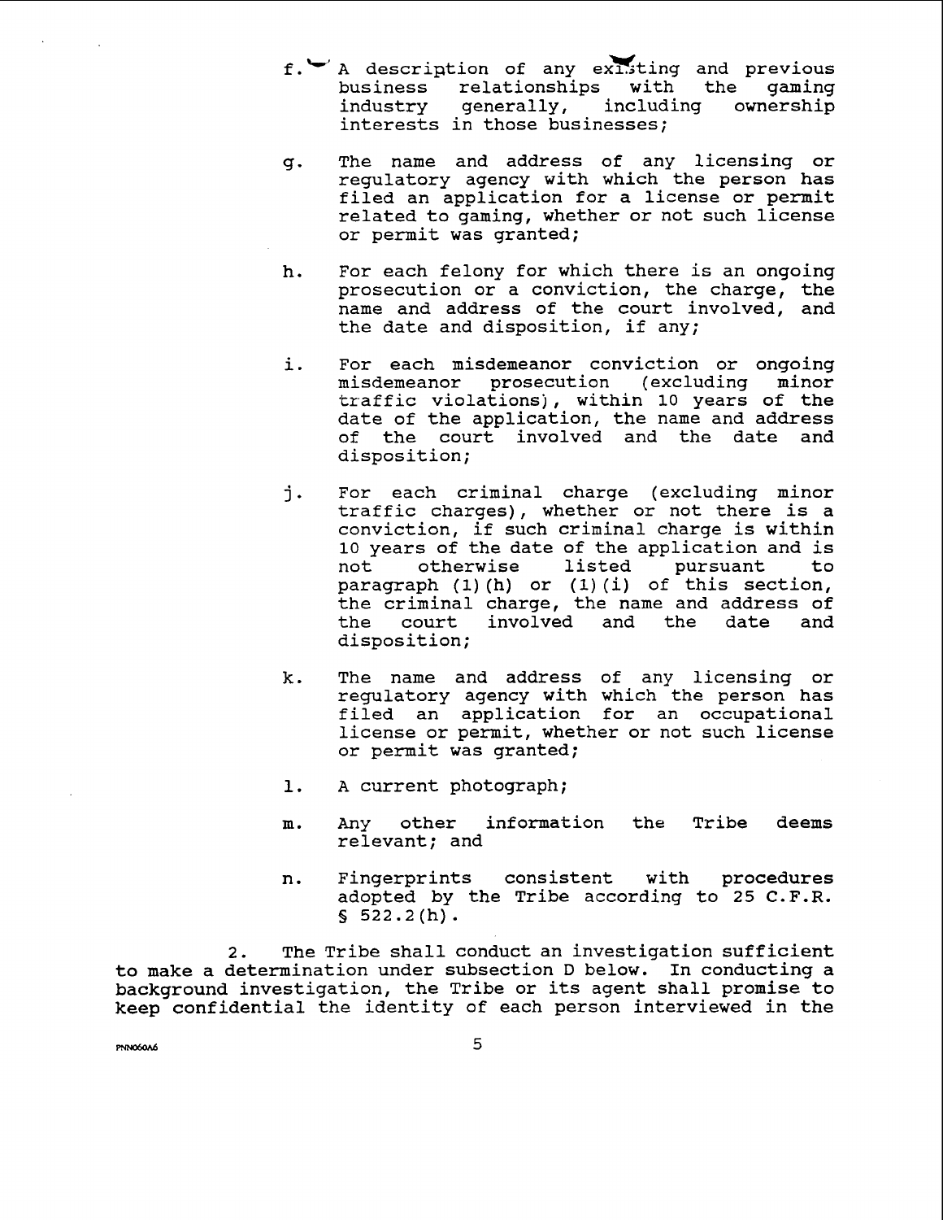f. A description of any existing and previous business relationships with the gaming industry generally, including ownership interests in those businesses;

g. The name and address of any licensing or regulatory agency with which the person has filed an application for a license or permit related to gaming, whether or not such license or permit was granted;

h. For each felony for which there is an ongoing prosecution or a conviction, the charge, the name and address of the court involved, and the date and disposition, if any;

i. For each misdemeanor conviction or ongoing misdemeanor prosecution (excluding minor traffic violations), within 10 years of the date of the application, the name and address of the court involved and the date and disposition;

j. For each criminal charge (excluding minor traffic charges), whether or not there is a conviction, if such criminal charge is within 10 years of the date of the application and is not otherwise listed pursuant to paragraph (1)(h) or (1)(i) of this section, the criminal charge, the name and address of the court involved and the date and disposition;

k. The name and address of any licensing or regulatory agency with which the person has filed an application for an occupational license or permit, whether or not such license or permit was granted;

l. A current photograph;

m. Any other information the Tribe deems relevant; and

n. Fingerprints consistent with procedures adopted by the Tribe according to 25 C.F.R. § 522.2(h).

2. The Tribe shall conduct an investigation sufficient to make a determination under subsection D below. In conducting a background investigation, the Tribe or its agent shall promise to keep confidential the identity of each person interviewed in the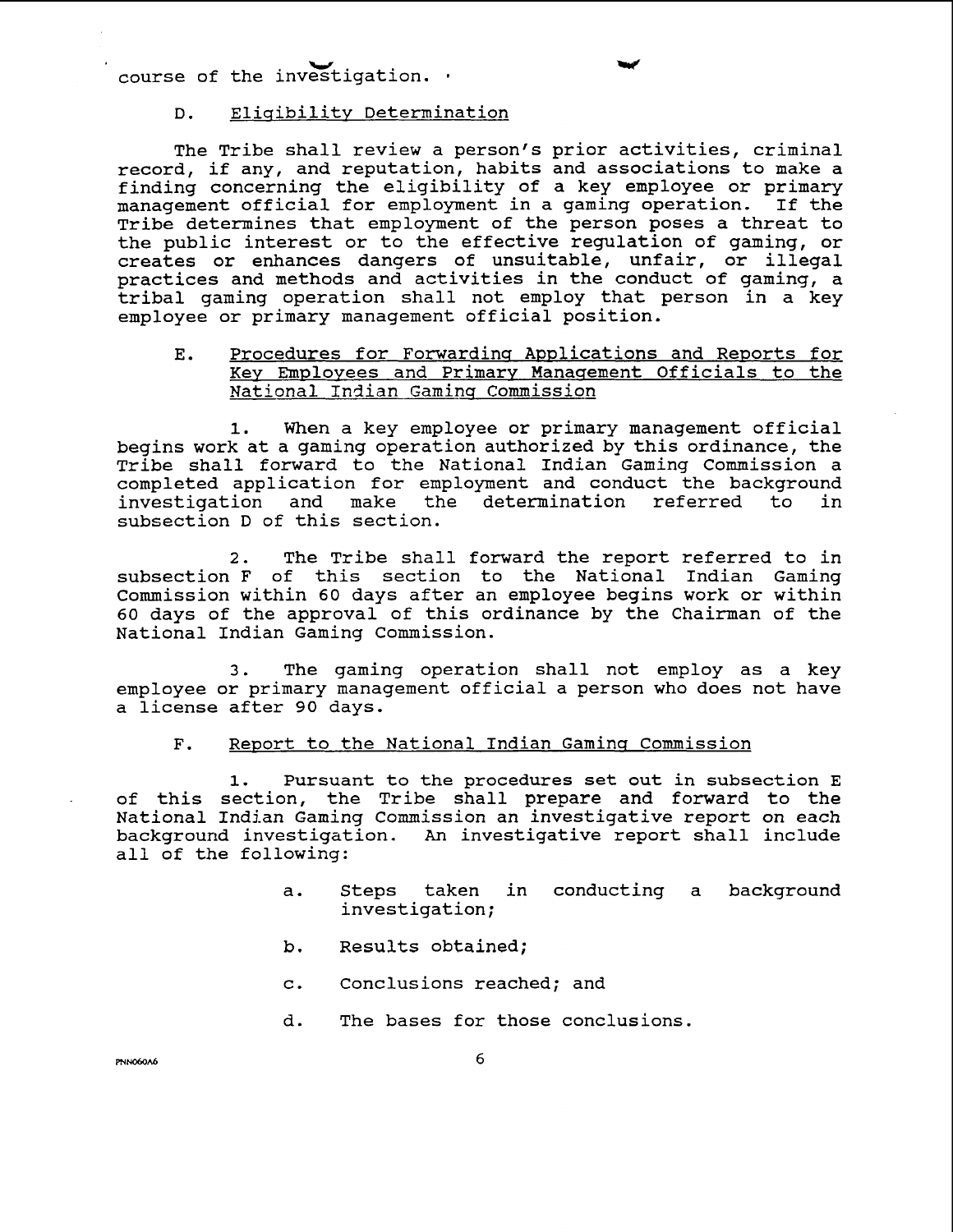course of the investigation.

D. Eligibility Determination

The Tribe shall review a person's prior activities, criminal record, if any, and reputation, habits and associations to make a finding concerning the eligibility of a key employee or primary management official for employment in a gaming operation. If the Tribe determines that employment of the person poses a threat to the public interest or to the effective regulation of gaming, or creates or enhances dangers of unsuitable, unfair, or illegal practices and methods and activities in the conduct of gaming, a tribal gaming operation shall not employ that person in a key employee or primary management official position.

E. Procedures for Forwarding Applications and Reports for Key Employees and Primary Management Officials to the National Indian Gaming Commission

1. When a key employee or primary management official begins work at a gaming operation authorized by this ordinance, the Tribe shall forward to the National Indian Gaming Commission a completed application for employment and conduct the background investigation and make the determination referred to in subsection D of this section.

2. The Tribe shall forward the report referred to in subsection F of this section to the National Indian Gaming Commission within 60 days after an employee begins work or within 60 days of the approval of this ordinance by the Chairman of the National Indian Gaming Commission.

3. The gaming operation shall not employ as a key employee or primary management official a person who does not have a license after 90 days.

F. Report to the National Indian Gaming Commission

1. Pursuant to the procedures set out in subsection E of this section, the Tribe shall prepare and forward to the National Indian Gaming Commission an investigative report on each background investigation. An investigative report shall include all of the following:

a. Steps taken in conducting a background investigation;

b. Results obtained;

c. Conclusions reached; and

d. The bases for those conclusions.

PNN060A6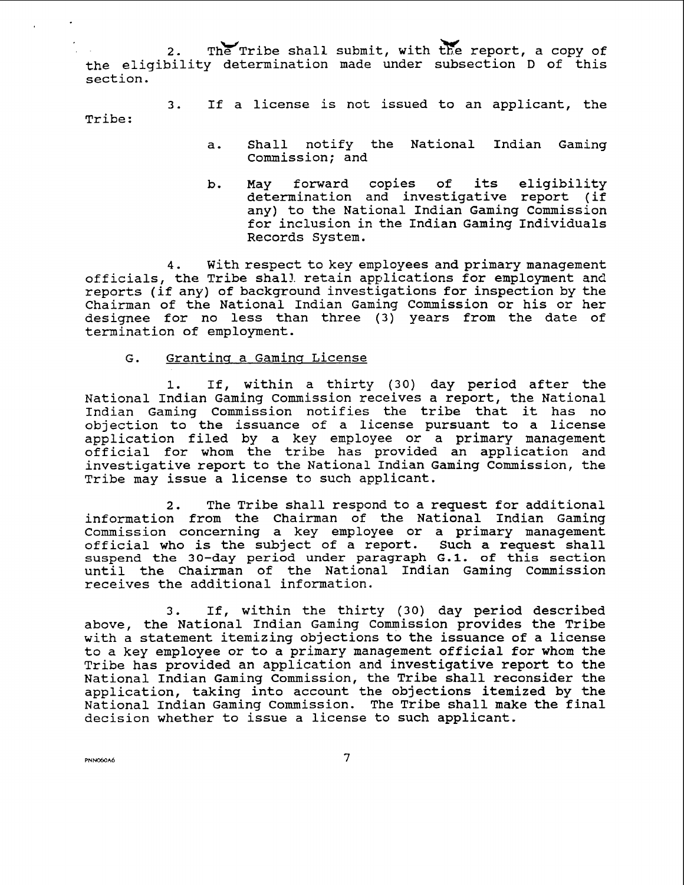2. The Tribe shall submit, with the report, a copy of the eligibility determination made under subsection D of this section.

3. If a license is not issued to an applicant, the Tribe:

   a. Shall notify the National Indian Gaming Commission; and

   b. May forward copies of its eligibility determination and investigative report (if any) to the National Indian Gaming Commission for inclusion in the Indian Gaming Individuals Records System.

4. With respect to key employees and primary management officials, the Tribe shall retain applications for employment and reports (if any) of background investigations for inspection by the Chairman of the National Indian Gaming Commission or his or her designee for no less than three (3) years from the date of termination of employment.

G. Granting a Gaming License

1. If, within a thirty (30) day period after the National Indian Gaming Commission receives a report, the National Indian Gaming Commission notifies the tribe that it has no objection to the issuance of a license pursuant to a license application filed by a key employee or a primary management official for whom the tribe has provided an application and investigative report to the National Indian Gaming Commission, the Tribe may issue a license to such applicant.

2. The Tribe shall respond to a request for additional information from the Chairman of the National Indian Gaming Commission concerning a key employee or a primary management official who is the subject of a report. Such a request shall suspend the 30-day period under paragraph G.1. of this section until the Chairman of the National Indian Gaming Commission receives the additional information.

3. If, within the thirty (30) day period described above, the National Indian Gaming Commission provides the Tribe with a statement itemizing objections to the issuance of a license to a key employee or to a primary management official for whom the Tribe has provided an application and investigative report to the National Indian Gaming Commission, the Tribe shall reconsider the application, taking into account the objections itemized by the National Indian Gaming Commission. The Tribe shall make the final decision whether to issue a license to such applicant.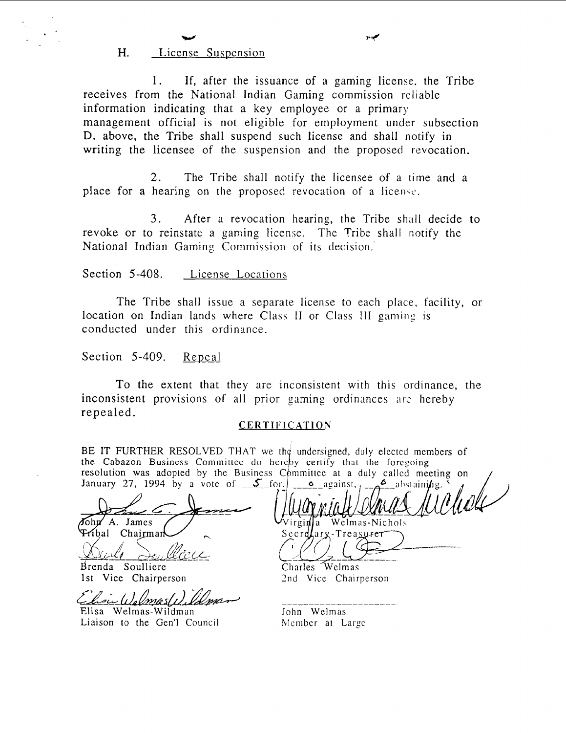### H. License Suspension

1. If, after the issuance of a gaming license, the Tribe receives from the National Indian Gaming commission reliable information indicating that a key employee or a primary management official is not eligible for employment under subsection D. above, the Tribe shall suspend such license and shall notify in writing the licensee of the suspension and the proposed revocation.

2. The Tribe shall notify the licensee of a time and a place for a hearing on the proposed revocation of a license.

3. After a revocation hearing, the Tribe shall decide to revoke or to reinstate a gaming license. The Tribe shall notify the National Indian Gaming Commission of its decision.

## Section 5-408. License Locations

The Tribe shall issue a separate license to each place, facility, or location on Indian lands where Class II or Class III gaming is conducted under this ordinance.

## Section 5-409. Repeal

To the extent that they are inconsistent with this ordinance, the inconsistent provisions of all prior gaming ordinances are hereby repealed.

## CERTIFICATION

BE IT FURTHER RESOLVED THAT we the undersigned, duly elected members of the Cabazon Business Committee do hereby certify that the foregoing resolution was adopted by the Business Committee at a duly called meeting on January 27, 1994 by a vote of 5 for, 0 against, 0 abstaining.

John A. James
Tribal Chairman

Virginia Welmas-Nichols
Secretary-Treasurer

Brenda Soulliere
1st Vice Chairperson

Charles Welmas
2nd Vice Chairperson

Elisa Welmas-Wildman
Liaison to the Gen'l Council

John Welmas
Member at Large